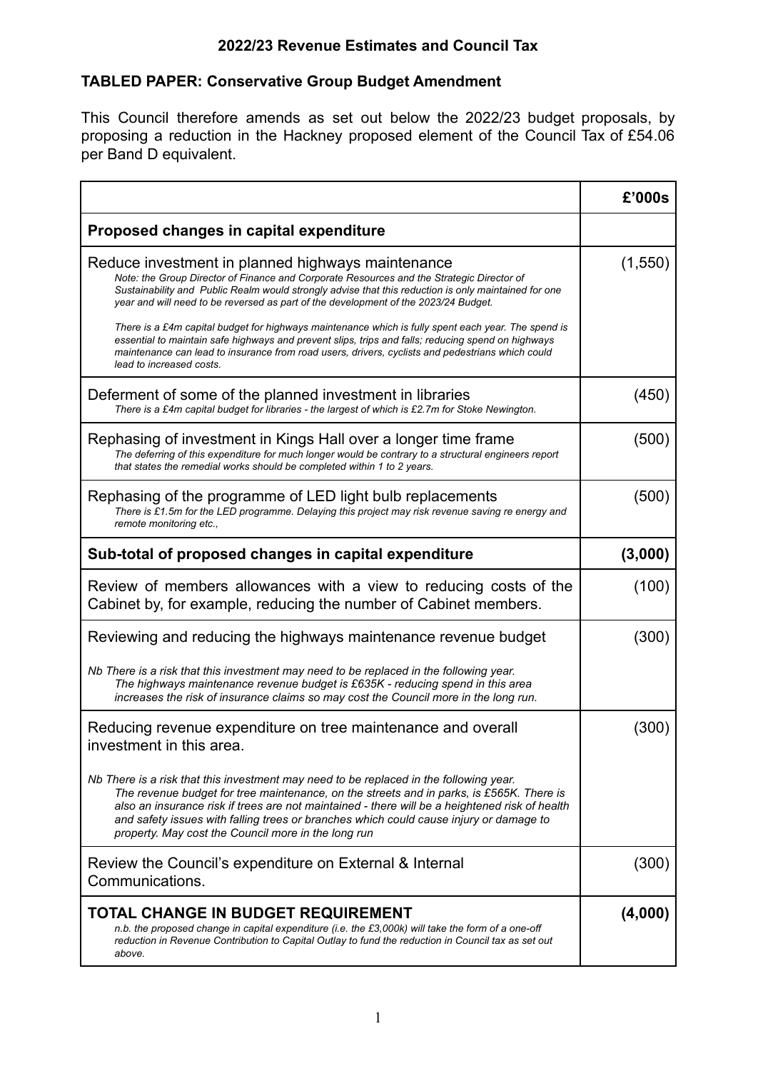## 2022/23 Revenue Estimates and Council Tax

### TABLED PAPER: Conservative Group Budget Amendment

This Council therefore amends as set out below the 2022/23 budget proposals, by proposing a reduction in the Hackney proposed element of the Council Tax of £54.06 per Band D equivalent.

| | £'000s |
|---|---|
| **Proposed changes in capital expenditure** | |
| Reduce investment in planned highways maintenance<br>*Note: the Group Director of Finance and Corporate Resources and the Strategic Director of Sustainability and Public Realm would strongly advise that this reduction is only maintained for one year and will need to be reversed as part of the development of the 2023/24 Budget.*<br><br>*There is a £4m capital budget for highways maintenance which is fully spent each year. The spend is essential to maintain safe highways and prevent slips, trips and falls; reducing spend on highways maintenance can lead to insurance from road users, drivers, cyclists and pedestrians which could lead to increased costs.* | (1,550) |
| Deferment of some of the planned investment in libraries<br>*There is a £4m capital budget for libraries - the largest of which is £2.7m for Stoke Newington.* | (450) |
| Rephasing of investment in Kings Hall over a longer time frame<br>*The deferring of this expenditure for much longer would be contrary to a structural engineers report that states the remedial works should be completed within 1 to 2 years.* | (500) |
| Rephasing of the programme of LED light bulb replacements<br>*There is £1.5m for the LED programme. Delaying this project may risk revenue saving re energy and remote monitoring etc.,* | (500) |
| **Sub-total of proposed changes in capital expenditure** | **(3,000)** |
| Review of members allowances with a view to reducing costs of the Cabinet by, for example, reducing the number of Cabinet members. | (100) |
| Reviewing and reducing the highways maintenance revenue budget<br><br>*Nb There is a risk that this investment may need to be replaced in the following year. The highways maintenance revenue budget is £635K - reducing spend in this area increases the risk of insurance claims so may cost the Council more in the long run.* | (300) |
| Reducing revenue expenditure on tree maintenance and overall investment in this area.<br><br>*Nb There is a risk that this investment may need to be replaced in the following year. The revenue budget for tree maintenance, on the streets and in parks, is £565K. There is also an insurance risk if trees are not maintained - there will be a heightened risk of health and safety issues with falling trees or branches which could cause injury or damage to property. May cost the Council more in the long run* | (300) |
| Review the Council's expenditure on External & Internal Communications. | (300) |
| **TOTAL CHANGE IN BUDGET REQUIREMENT**<br>*n.b. the proposed change in capital expenditure (i.e. the £3,000k) will take the form of a one-off reduction in Revenue Contribution to Capital Outlay to fund the reduction in Council tax as set out above.* | **(4,000)** |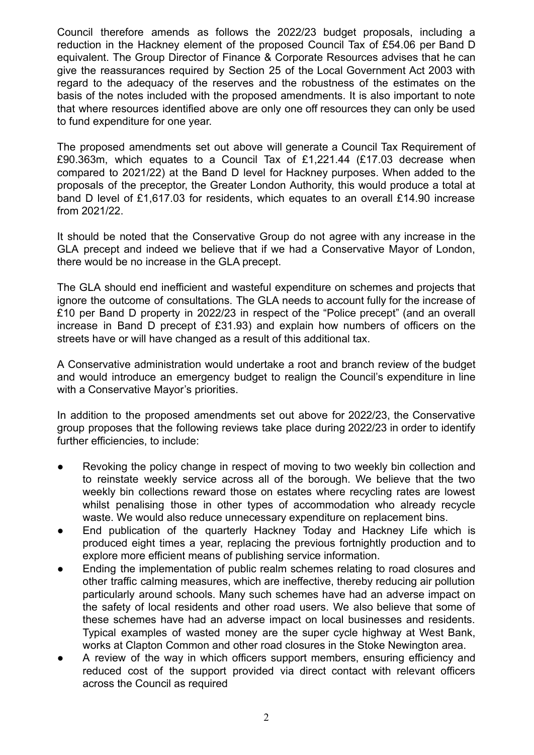Council therefore amends as follows the 2022/23 budget proposals, including a reduction in the Hackney element of the proposed Council Tax of £54.06 per Band D equivalent. The Group Director of Finance & Corporate Resources advises that he can give the reassurances required by Section 25 of the Local Government Act 2003 with regard to the adequacy of the reserves and the robustness of the estimates on the basis of the notes included with the proposed amendments. It is also important to note that where resources identified above are only one off resources they can only be used to fund expenditure for one year.

The proposed amendments set out above will generate a Council Tax Requirement of £90.363m, which equates to a Council Tax of £1,221.44 (£17.03 decrease when compared to 2021/22) at the Band D level for Hackney purposes. When added to the proposals of the preceptor, the Greater London Authority, this would produce a total at band D level of £1,617.03 for residents, which equates to an overall £14.90 increase from 2021/22.

It should be noted that the Conservative Group do not agree with any increase in the GLA precept and indeed we believe that if we had a Conservative Mayor of London, there would be no increase in the GLA precept.

The GLA should end inefficient and wasteful expenditure on schemes and projects that ignore the outcome of consultations. The GLA needs to account fully for the increase of £10 per Band D property in 2022/23 in respect of the "Police precept" (and an overall increase in Band D precept of £31.93) and explain how numbers of officers on the streets have or will have changed as a result of this additional tax.

A Conservative administration would undertake a root and branch review of the budget and would introduce an emergency budget to realign the Council's expenditure in line with a Conservative Mayor's priorities.

In addition to the proposed amendments set out above for 2022/23, the Conservative group proposes that the following reviews take place during 2022/23 in order to identify further efficiencies, to include:

- Revoking the policy change in respect of moving to two weekly bin collection and to reinstate weekly service across all of the borough. We believe that the two weekly bin collections reward those on estates where recycling rates are lowest whilst penalising those in other types of accommodation who already recycle waste. We would also reduce unnecessary expenditure on replacement bins.
- End publication of the quarterly Hackney Today and Hackney Life which is produced eight times a year, replacing the previous fortnightly production and to explore more efficient means of publishing service information.
- Ending the implementation of public realm schemes relating to road closures and other traffic calming measures, which are ineffective, thereby reducing air pollution particularly around schools. Many such schemes have had an adverse impact on the safety of local residents and other road users. We also believe that some of these schemes have had an adverse impact on local businesses and residents. Typical examples of wasted money are the super cycle highway at West Bank, works at Clapton Common and other road closures in the Stoke Newington area.
- A review of the way in which officers support members, ensuring efficiency and reduced cost of the support provided via direct contact with relevant officers across the Council as required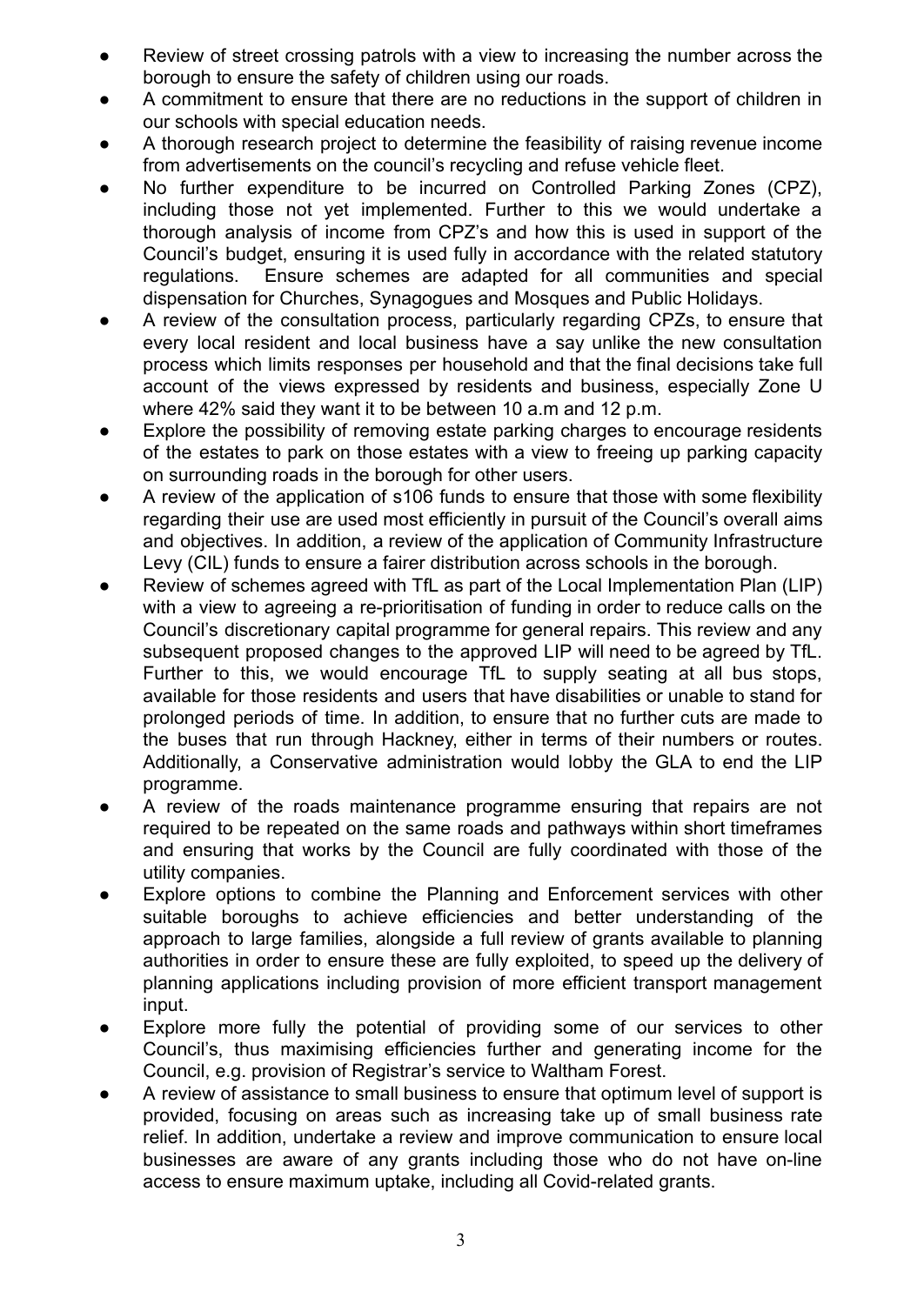- Review of street crossing patrols with a view to increasing the number across the borough to ensure the safety of children using our roads.
- A commitment to ensure that there are no reductions in the support of children in our schools with special education needs.
- A thorough research project to determine the feasibility of raising revenue income from advertisements on the council's recycling and refuse vehicle fleet.
- No further expenditure to be incurred on Controlled Parking Zones (CPZ), including those not yet implemented. Further to this we would undertake a thorough analysis of income from CPZ's and how this is used in support of the Council's budget, ensuring it is used fully in accordance with the related statutory regulations. Ensure schemes are adapted for all communities and special dispensation for Churches, Synagogues and Mosques and Public Holidays.
- A review of the consultation process, particularly regarding CPZs, to ensure that every local resident and local business have a say unlike the new consultation process which limits responses per household and that the final decisions take full account of the views expressed by residents and business, especially Zone U where 42% said they want it to be between 10 a.m and 12 p.m.
- Explore the possibility of removing estate parking charges to encourage residents of the estates to park on those estates with a view to freeing up parking capacity on surrounding roads in the borough for other users.
- A review of the application of s106 funds to ensure that those with some flexibility regarding their use are used most efficiently in pursuit of the Council's overall aims and objectives. In addition, a review of the application of Community Infrastructure Levy (CIL) funds to ensure a fairer distribution across schools in the borough.
- Review of schemes agreed with TfL as part of the Local Implementation Plan (LIP) with a view to agreeing a re-prioritisation of funding in order to reduce calls on the Council's discretionary capital programme for general repairs. This review and any subsequent proposed changes to the approved LIP will need to be agreed by TfL. Further to this, we would encourage TfL to supply seating at all bus stops, available for those residents and users that have disabilities or unable to stand for prolonged periods of time. In addition, to ensure that no further cuts are made to the buses that run through Hackney, either in terms of their numbers or routes. Additionally, a Conservative administration would lobby the GLA to end the LIP programme.
- A review of the roads maintenance programme ensuring that repairs are not required to be repeated on the same roads and pathways within short timeframes and ensuring that works by the Council are fully coordinated with those of the utility companies.
- Explore options to combine the Planning and Enforcement services with other suitable boroughs to achieve efficiencies and better understanding of the approach to large families, alongside a full review of grants available to planning authorities in order to ensure these are fully exploited, to speed up the delivery of planning applications including provision of more efficient transport management input.
- Explore more fully the potential of providing some of our services to other Council's, thus maximising efficiencies further and generating income for the Council, e.g. provision of Registrar's service to Waltham Forest.
- A review of assistance to small business to ensure that optimum level of support is provided, focusing on areas such as increasing take up of small business rate relief. In addition, undertake a review and improve communication to ensure local businesses are aware of any grants including those who do not have on-line access to ensure maximum uptake, including all Covid-related grants.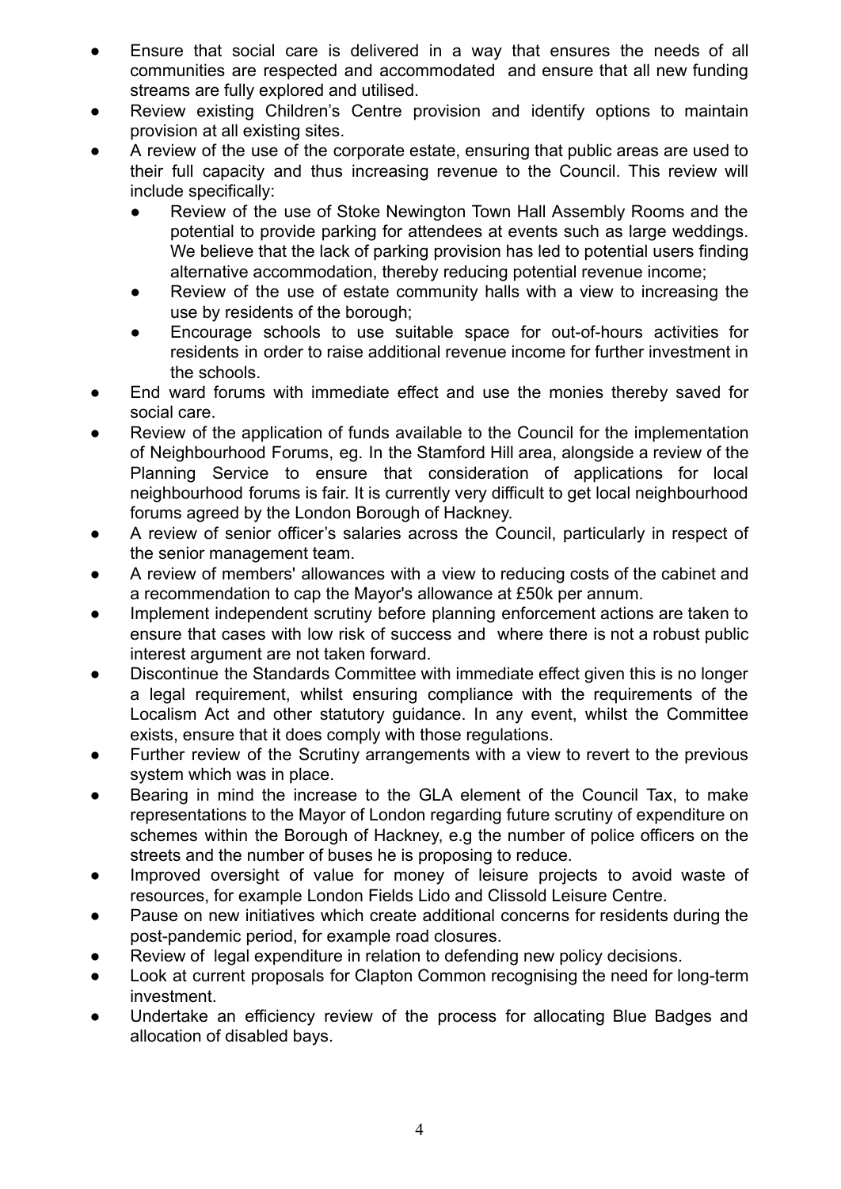- Ensure that social care is delivered in a way that ensures the needs of all communities are respected and accommodated and ensure that all new funding streams are fully explored and utilised.
- Review existing Children's Centre provision and identify options to maintain provision at all existing sites.
- A review of the use of the corporate estate, ensuring that public areas are used to their full capacity and thus increasing revenue to the Council. This review will include specifically:
    - Review of the use of Stoke Newington Town Hall Assembly Rooms and the potential to provide parking for attendees at events such as large weddings. We believe that the lack of parking provision has led to potential users finding alternative accommodation, thereby reducing potential revenue income;
    - Review of the use of estate community halls with a view to increasing the use by residents of the borough;
    - Encourage schools to use suitable space for out-of-hours activities for residents in order to raise additional revenue income for further investment in the schools.
- End ward forums with immediate effect and use the monies thereby saved for social care.
- Review of the application of funds available to the Council for the implementation of Neighbourhood Forums, eg. In the Stamford Hill area, alongside a review of the Planning Service to ensure that consideration of applications for local neighbourhood forums is fair. It is currently very difficult to get local neighbourhood forums agreed by the London Borough of Hackney.
- A review of senior officer's salaries across the Council, particularly in respect of the senior management team.
- A review of members' allowances with a view to reducing costs of the cabinet and a recommendation to cap the Mayor's allowance at £50k per annum.
- Implement independent scrutiny before planning enforcement actions are taken to ensure that cases with low risk of success and where there is not a robust public interest argument are not taken forward.
- Discontinue the Standards Committee with immediate effect given this is no longer a legal requirement, whilst ensuring compliance with the requirements of the Localism Act and other statutory guidance. In any event, whilst the Committee exists, ensure that it does comply with those regulations.
- Further review of the Scrutiny arrangements with a view to revert to the previous system which was in place.
- Bearing in mind the increase to the GLA element of the Council Tax, to make representations to the Mayor of London regarding future scrutiny of expenditure on schemes within the Borough of Hackney, e.g the number of police officers on the streets and the number of buses he is proposing to reduce.
- Improved oversight of value for money of leisure projects to avoid waste of resources, for example London Fields Lido and Clissold Leisure Centre.
- Pause on new initiatives which create additional concerns for residents during the post-pandemic period, for example road closures.
- Review of legal expenditure in relation to defending new policy decisions.
- Look at current proposals for Clapton Common recognising the need for long-term investment.
- Undertake an efficiency review of the process for allocating Blue Badges and allocation of disabled bays.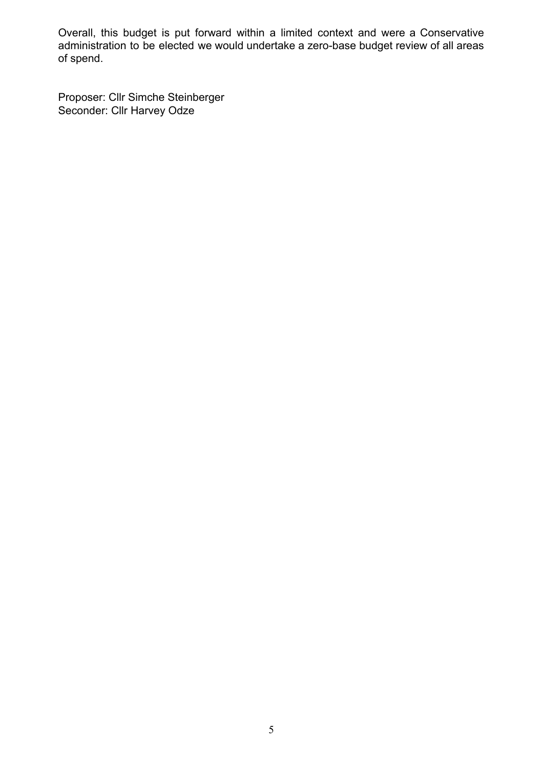Overall, this budget is put forward within a limited context and were a Conservative administration to be elected we would undertake a zero-base budget review of all areas of spend.

Proposer: Cllr Simche Steinberger
Seconder: Cllr Harvey Odze